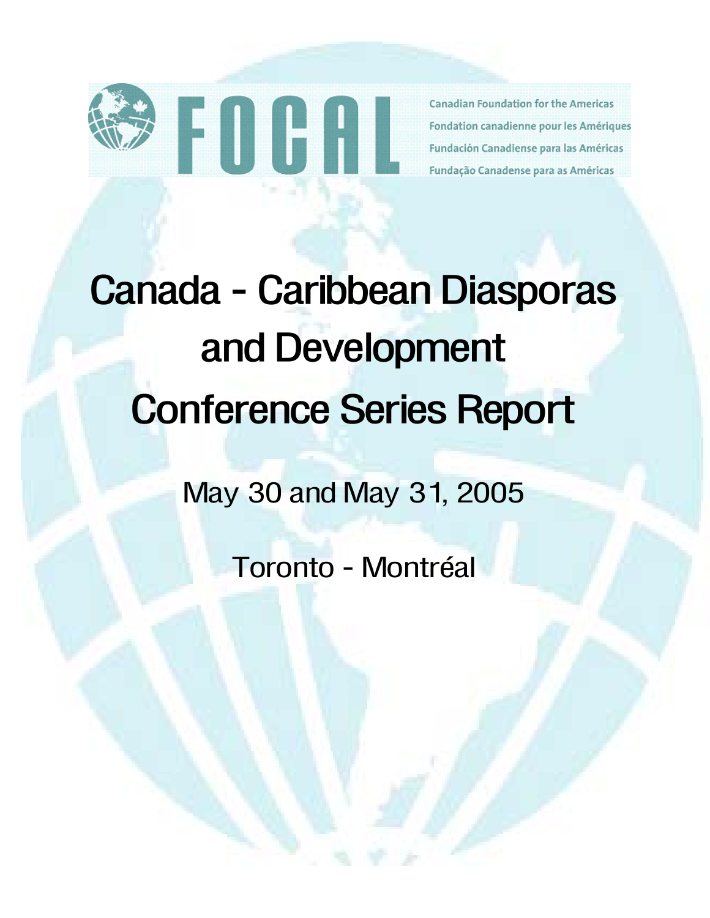FOCAL

Canadian Foundation for the Americas
Fondation canadienne pour les Amériques
Fundación Canadiense para las Américas
Fundação Canadense para as Américas

# Canada - Caribbean Diasporas and Development Conference Series Report

May 30 and May 31, 2005

Toronto - Montréal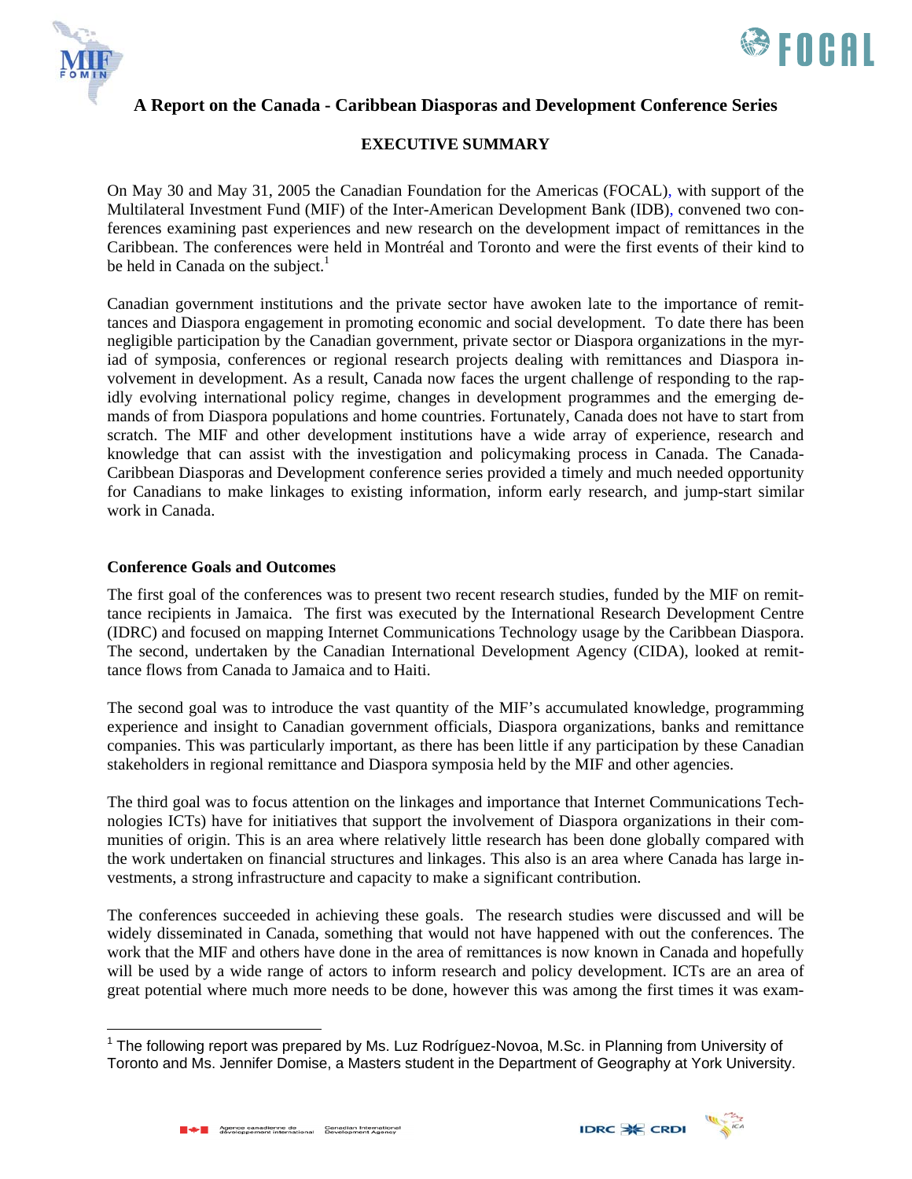# A Report on the Canada - Caribbean Diasporas and Development Conference Series

## EXECUTIVE SUMMARY

On May 30 and May 31, 2005 the Canadian Foundation for the Americas (FOCAL), with support of the Multilateral Investment Fund (MIF) of the Inter-American Development Bank (IDB), convened two conferences examining past experiences and new research on the development impact of remittances in the Caribbean. The conferences were held in Montréal and Toronto and were the first events of their kind to be held in Canada on the subject.[1]

Canadian government institutions and the private sector have awoken late to the importance of remittances and Diaspora engagement in promoting economic and social development. To date there has been negligible participation by the Canadian government, private sector or Diaspora organizations in the myriad of symposia, conferences or regional research projects dealing with remittances and Diaspora involvement in development. As a result, Canada now faces the urgent challenge of responding to the rapidly evolving international policy regime, changes in development programmes and the emerging demands of from Diaspora populations and home countries. Fortunately, Canada does not have to start from scratch. The MIF and other development institutions have a wide array of experience, research and knowledge that can assist with the investigation and policymaking process in Canada. The Canada-Caribbean Diasporas and Development conference series provided a timely and much needed opportunity for Canadians to make linkages to existing information, inform early research, and jump-start similar work in Canada.

### Conference Goals and Outcomes

The first goal of the conferences was to present two recent research studies, funded by the MIF on remittance recipients in Jamaica. The first was executed by the International Research Development Centre (IDRC) and focused on mapping Internet Communications Technology usage by the Caribbean Diaspora. The second, undertaken by the Canadian International Development Agency (CIDA), looked at remittance flows from Canada to Jamaica and to Haiti.

The second goal was to introduce the vast quantity of the MIF's accumulated knowledge, programming experience and insight to Canadian government officials, Diaspora organizations, banks and remittance companies. This was particularly important, as there has been little if any participation by these Canadian stakeholders in regional remittance and Diaspora symposia held by the MIF and other agencies.

The third goal was to focus attention on the linkages and importance that Internet Communications Technologies ICTs) have for initiatives that support the involvement of Diaspora organizations in their communities of origin. This is an area where relatively little research has been done globally compared with the work undertaken on financial structures and linkages. This also is an area where Canada has large investments, a strong infrastructure and capacity to make a significant contribution.

The conferences succeeded in achieving these goals. The research studies were discussed and will be widely disseminated in Canada, something that would not have happened with out the conferences. The work that the MIF and others have done in the area of remittances is now known in Canada and hopefully will be used by a wide range of actors to inform research and policy development. ICTs are an area of great potential where much more needs to be done, however this was among the first times it was exam-

[1] The following report was prepared by Ms. Luz Rodríguez-Novoa, M.Sc. in Planning from University of Toronto and Ms. Jennifer Domise, a Masters student in the Department of Geography at York University.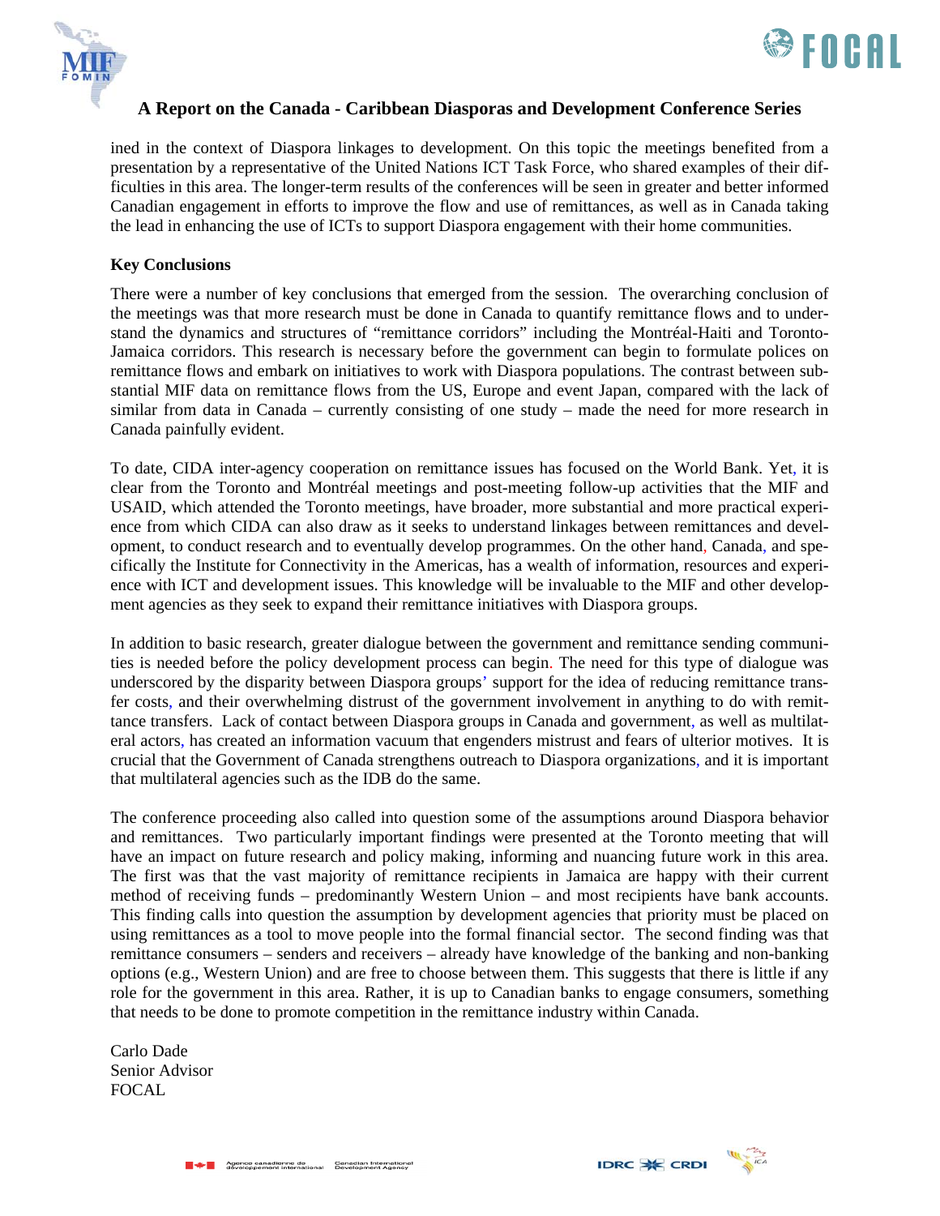ined in the context of Diaspora linkages to development. On this topic the meetings benefited from a presentation by a representative of the United Nations ICT Task Force, who shared examples of their difficulties in this area. The longer-term results of the conferences will be seen in greater and better informed Canadian engagement in efforts to improve the flow and use of remittances, as well as in Canada taking the lead in enhancing the use of ICTs to support Diaspora engagement with their home communities.

**Key Conclusions**

There were a number of key conclusions that emerged from the session. The overarching conclusion of the meetings was that more research must be done in Canada to quantify remittance flows and to understand the dynamics and structures of "remittance corridors" including the Montréal-Haiti and Toronto-Jamaica corridors. This research is necessary before the government can begin to formulate polices on remittance flows and embark on initiatives to work with Diaspora populations. The contrast between substantial MIF data on remittance flows from the US, Europe and event Japan, compared with the lack of similar from data in Canada – currently consisting of one study – made the need for more research in Canada painfully evident.

To date, CIDA inter-agency cooperation on remittance issues has focused on the World Bank. Yet, it is clear from the Toronto and Montréal meetings and post-meeting follow-up activities that the MIF and USAID, which attended the Toronto meetings, have broader, more substantial and more practical experience from which CIDA can also draw as it seeks to understand linkages between remittances and development, to conduct research and to eventually develop programmes. On the other hand, Canada, and specifically the Institute for Connectivity in the Americas, has a wealth of information, resources and experience with ICT and development issues. This knowledge will be invaluable to the MIF and other development agencies as they seek to expand their remittance initiatives with Diaspora groups.

In addition to basic research, greater dialogue between the government and remittance sending communities is needed before the policy development process can begin. The need for this type of dialogue was underscored by the disparity between Diaspora groups' support for the idea of reducing remittance transfer costs, and their overwhelming distrust of the government involvement in anything to do with remittance transfers. Lack of contact between Diaspora groups in Canada and government, as well as multilateral actors, has created an information vacuum that engenders mistrust and fears of ulterior motives. It is crucial that the Government of Canada strengthens outreach to Diaspora organizations, and it is important that multilateral agencies such as the IDB do the same.

The conference proceeding also called into question some of the assumptions around Diaspora behavior and remittances. Two particularly important findings were presented at the Toronto meeting that will have an impact on future research and policy making, informing and nuancing future work in this area. The first was that the vast majority of remittance recipients in Jamaica are happy with their current method of receiving funds – predominantly Western Union – and most recipients have bank accounts. This finding calls into question the assumption by development agencies that priority must be placed on using remittances as a tool to move people into the formal financial sector. The second finding was that remittance consumers – senders and receivers – already have knowledge of the banking and non-banking options (e.g., Western Union) and are free to choose between them. This suggests that there is little if any role for the government in this area. Rather, it is up to Canadian banks to engage consumers, something that needs to be done to promote competition in the remittance industry within Canada.

Carlo Dade
Senior Advisor
FOCAL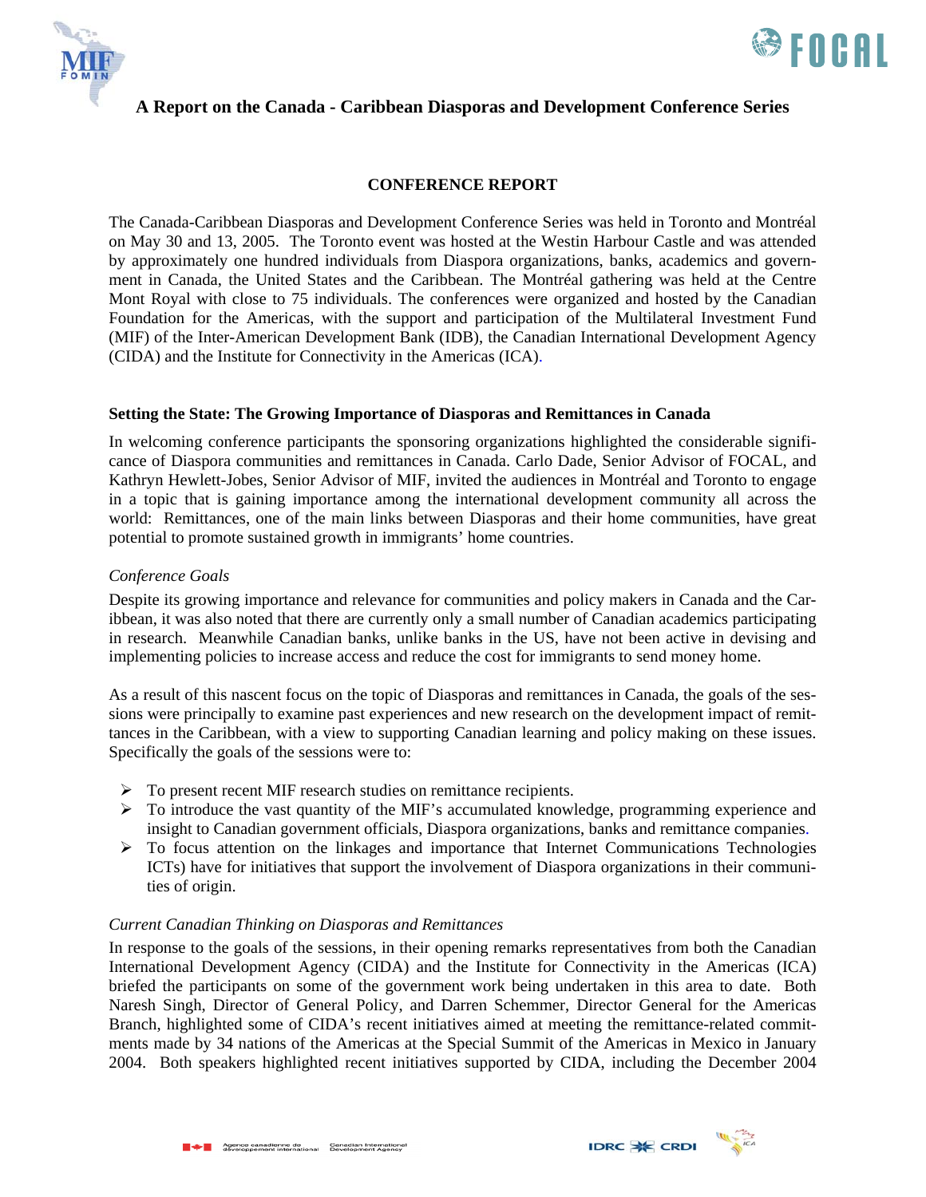## A Report on the Canada - Caribbean Diasporas and Development Conference Series

### CONFERENCE REPORT

The Canada-Caribbean Diasporas and Development Conference Series was held in Toronto and Montréal on May 30 and 13, 2005. The Toronto event was hosted at the Westin Harbour Castle and was attended by approximately one hundred individuals from Diaspora organizations, banks, academics and government in Canada, the United States and the Caribbean. The Montréal gathering was held at the Centre Mont Royal with close to 75 individuals. The conferences were organized and hosted by the Canadian Foundation for the Americas, with the support and participation of the Multilateral Investment Fund (MIF) of the Inter-American Development Bank (IDB), the Canadian International Development Agency (CIDA) and the Institute for Connectivity in the Americas (ICA).

#### Setting the State: The Growing Importance of Diasporas and Remittances in Canada

In welcoming conference participants the sponsoring organizations highlighted the considerable significance of Diaspora communities and remittances in Canada. Carlo Dade, Senior Advisor of FOCAL, and Kathryn Hewlett-Jobes, Senior Advisor of MIF, invited the audiences in Montréal and Toronto to engage in a topic that is gaining importance among the international development community all across the world: Remittances, one of the main links between Diasporas and their home communities, have great potential to promote sustained growth in immigrants' home countries.

*Conference Goals*

Despite its growing importance and relevance for communities and policy makers in Canada and the Caribbean, it was also noted that there are currently only a small number of Canadian academics participating in research. Meanwhile Canadian banks, unlike banks in the US, have not been active in devising and implementing policies to increase access and reduce the cost for immigrants to send money home.

As a result of this nascent focus on the topic of Diasporas and remittances in Canada, the goals of the sessions were principally to examine past experiences and new research on the development impact of remittances in the Caribbean, with a view to supporting Canadian learning and policy making on these issues. Specifically the goals of the sessions were to:

- To present recent MIF research studies on remittance recipients.
- To introduce the vast quantity of the MIF's accumulated knowledge, programming experience and insight to Canadian government officials, Diaspora organizations, banks and remittance companies.
- To focus attention on the linkages and importance that Internet Communications Technologies ICTs) have for initiatives that support the involvement of Diaspora organizations in their communities of origin.

*Current Canadian Thinking on Diasporas and Remittances*

In response to the goals of the sessions, in their opening remarks representatives from both the Canadian International Development Agency (CIDA) and the Institute for Connectivity in the Americas (ICA) briefed the participants on some of the government work being undertaken in this area to date. Both Naresh Singh, Director of General Policy, and Darren Schemmer, Director General for the Americas Branch, highlighted some of CIDA's recent initiatives aimed at meeting the remittance-related commitments made by 34 nations of the Americas at the Special Summit of the Americas in Mexico in January 2004. Both speakers highlighted recent initiatives supported by CIDA, including the December 2004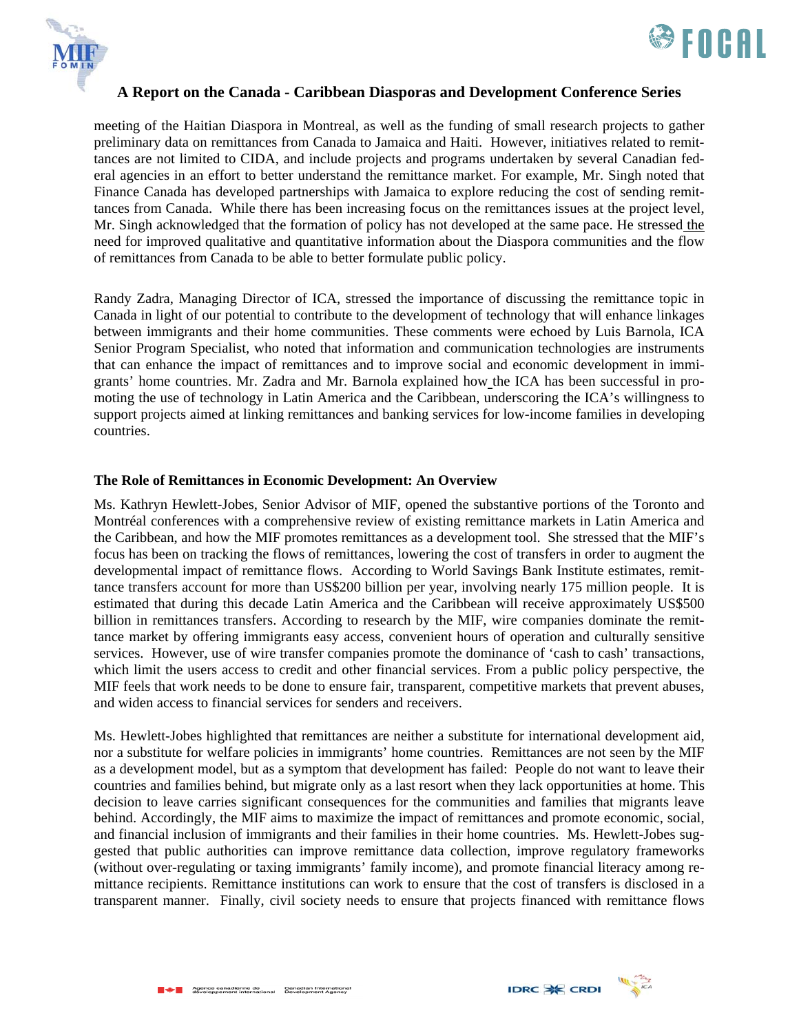meeting of the Haitian Diaspora in Montreal, as well as the funding of small research projects to gather preliminary data on remittances from Canada to Jamaica and Haiti. However, initiatives related to remittances are not limited to CIDA, and include projects and programs undertaken by several Canadian federal agencies in an effort to better understand the remittance market. For example, Mr. Singh noted that Finance Canada has developed partnerships with Jamaica to explore reducing the cost of sending remittances from Canada. While there has been increasing focus on the remittances issues at the project level, Mr. Singh acknowledged that the formation of policy has not developed at the same pace. He stressed the need for improved qualitative and quantitative information about the Diaspora communities and the flow of remittances from Canada to be able to better formulate public policy.

Randy Zadra, Managing Director of ICA, stressed the importance of discussing the remittance topic in Canada in light of our potential to contribute to the development of technology that will enhance linkages between immigrants and their home communities. These comments were echoed by Luis Barnola, ICA Senior Program Specialist, who noted that information and communication technologies are instruments that can enhance the impact of remittances and to improve social and economic development in immigrants' home countries. Mr. Zadra and Mr. Barnola explained how the ICA has been successful in promoting the use of technology in Latin America and the Caribbean, underscoring the ICA's willingness to support projects aimed at linking remittances and banking services for low-income families in developing countries.

### The Role of Remittances in Economic Development: An Overview

Ms. Kathryn Hewlett-Jobes, Senior Advisor of MIF, opened the substantive portions of the Toronto and Montréal conferences with a comprehensive review of existing remittance markets in Latin America and the Caribbean, and how the MIF promotes remittances as a development tool. She stressed that the MIF's focus has been on tracking the flows of remittances, lowering the cost of transfers in order to augment the developmental impact of remittance flows. According to World Savings Bank Institute estimates, remittance transfers account for more than US$200 billion per year, involving nearly 175 million people. It is estimated that during this decade Latin America and the Caribbean will receive approximately US$500 billion in remittances transfers. According to research by the MIF, wire companies dominate the remittance market by offering immigrants easy access, convenient hours of operation and culturally sensitive services. However, use of wire transfer companies promote the dominance of 'cash to cash' transactions, which limit the users access to credit and other financial services. From a public policy perspective, the MIF feels that work needs to be done to ensure fair, transparent, competitive markets that prevent abuses, and widen access to financial services for senders and receivers.

Ms. Hewlett-Jobes highlighted that remittances are neither a substitute for international development aid, nor a substitute for welfare policies in immigrants' home countries. Remittances are not seen by the MIF as a development model, but as a symptom that development has failed: People do not want to leave their countries and families behind, but migrate only as a last resort when they lack opportunities at home. This decision to leave carries significant consequences for the communities and families that migrants leave behind. Accordingly, the MIF aims to maximize the impact of remittances and promote economic, social, and financial inclusion of immigrants and their families in their home countries. Ms. Hewlett-Jobes suggested that public authorities can improve remittance data collection, improve regulatory frameworks (without over-regulating or taxing immigrants' family income), and promote financial literacy among remittance recipients. Remittance institutions can work to ensure that the cost of transfers is disclosed in a transparent manner. Finally, civil society needs to ensure that projects financed with remittance flows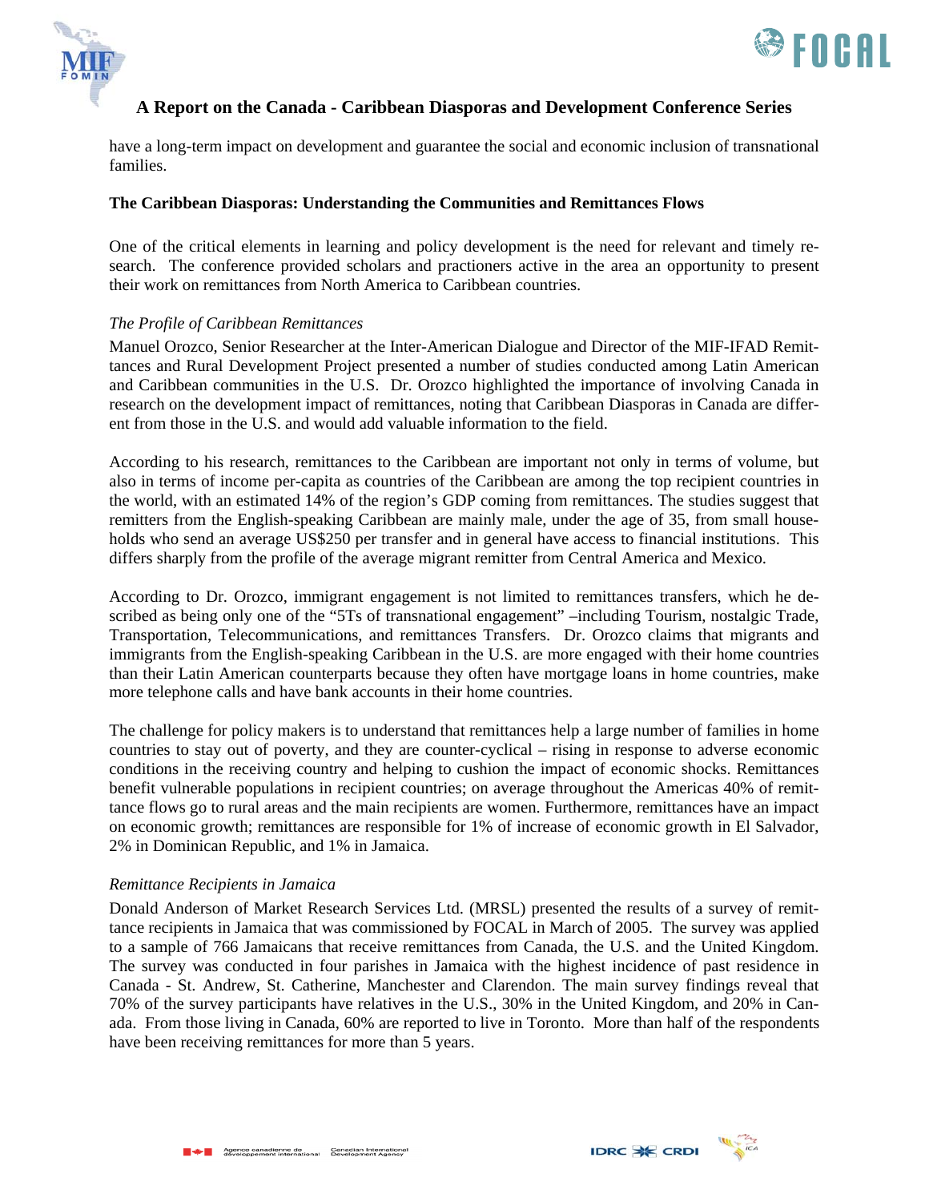have a long-term impact on development and guarantee the social and economic inclusion of transnational families.

**The Caribbean Diasporas: Understanding the Communities and Remittances Flows**

One of the critical elements in learning and policy development is the need for relevant and timely research. The conference provided scholars and practioners active in the area an opportunity to present their work on remittances from North America to Caribbean countries.

*The Profile of Caribbean Remittances*

Manuel Orozco, Senior Researcher at the Inter-American Dialogue and Director of the MIF-IFAD Remittances and Rural Development Project presented a number of studies conducted among Latin American and Caribbean communities in the U.S. Dr. Orozco highlighted the importance of involving Canada in research on the development impact of remittances, noting that Caribbean Diasporas in Canada are different from those in the U.S. and would add valuable information to the field.

According to his research, remittances to the Caribbean are important not only in terms of volume, but also in terms of income per-capita as countries of the Caribbean are among the top recipient countries in the world, with an estimated 14% of the region's GDP coming from remittances. The studies suggest that remitters from the English-speaking Caribbean are mainly male, under the age of 35, from small households who send an average US$250 per transfer and in general have access to financial institutions. This differs sharply from the profile of the average migrant remitter from Central America and Mexico.

According to Dr. Orozco, immigrant engagement is not limited to remittances transfers, which he described as being only one of the "5Ts of transnational engagement" –including Tourism, nostalgic Trade, Transportation, Telecommunications, and remittances Transfers. Dr. Orozco claims that migrants and immigrants from the English-speaking Caribbean in the U.S. are more engaged with their home countries than their Latin American counterparts because they often have mortgage loans in home countries, make more telephone calls and have bank accounts in their home countries.

The challenge for policy makers is to understand that remittances help a large number of families in home countries to stay out of poverty, and they are counter-cyclical – rising in response to adverse economic conditions in the receiving country and helping to cushion the impact of economic shocks. Remittances benefit vulnerable populations in recipient countries; on average throughout the Americas 40% of remittance flows go to rural areas and the main recipients are women. Furthermore, remittances have an impact on economic growth; remittances are responsible for 1% of increase of economic growth in El Salvador, 2% in Dominican Republic, and 1% in Jamaica.

*Remittance Recipients in Jamaica*

Donald Anderson of Market Research Services Ltd. (MRSL) presented the results of a survey of remittance recipients in Jamaica that was commissioned by FOCAL in March of 2005. The survey was applied to a sample of 766 Jamaicans that receive remittances from Canada, the U.S. and the United Kingdom. The survey was conducted in four parishes in Jamaica with the highest incidence of past residence in Canada - St. Andrew, St. Catherine, Manchester and Clarendon. The main survey findings reveal that 70% of the survey participants have relatives in the U.S., 30% in the United Kingdom, and 20% in Canada. From those living in Canada, 60% are reported to live in Toronto. More than half of the respondents have been receiving remittances for more than 5 years.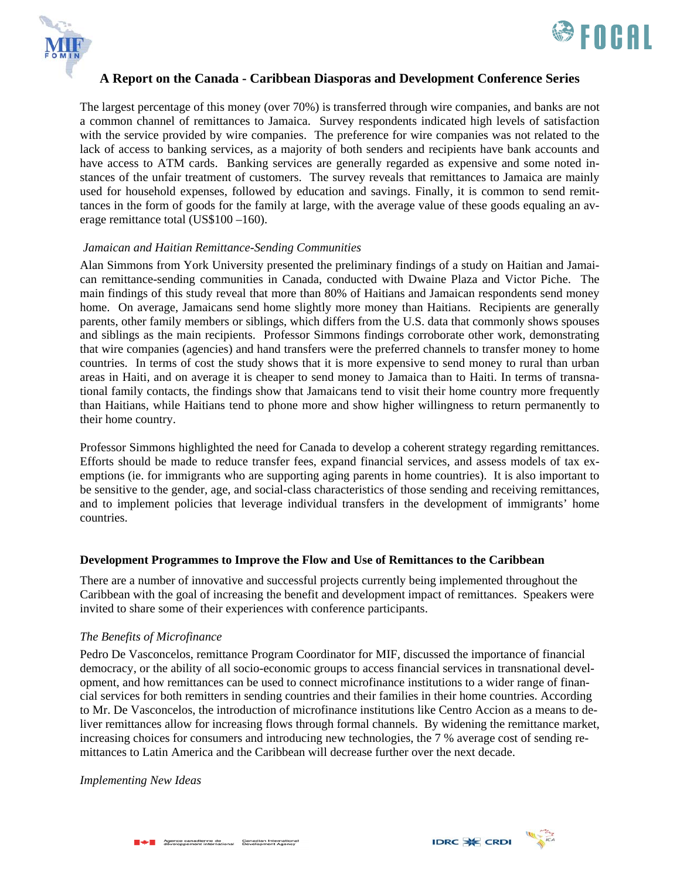The largest percentage of this money (over 70%) is transferred through wire companies, and banks are not a common channel of remittances to Jamaica. Survey respondents indicated high levels of satisfaction with the service provided by wire companies. The preference for wire companies was not related to the lack of access to banking services, as a majority of both senders and recipients have bank accounts and have access to ATM cards. Banking services are generally regarded as expensive and some noted instances of the unfair treatment of customers. The survey reveals that remittances to Jamaica are mainly used for household expenses, followed by education and savings. Finally, it is common to send remittances in the form of goods for the family at large, with the average value of these goods equaling an average remittance total (US$100 –160).

*Jamaican and Haitian Remittance-Sending Communities*

Alan Simmons from York University presented the preliminary findings of a study on Haitian and Jamaican remittance-sending communities in Canada, conducted with Dwaine Plaza and Victor Piche. The main findings of this study reveal that more than 80% of Haitians and Jamaican respondents send money home. On average, Jamaicans send home slightly more money than Haitians. Recipients are generally parents, other family members or siblings, which differs from the U.S. data that commonly shows spouses and siblings as the main recipients. Professor Simmons findings corroborate other work, demonstrating that wire companies (agencies) and hand transfers were the preferred channels to transfer money to home countries. In terms of cost the study shows that it is more expensive to send money to rural than urban areas in Haiti, and on average it is cheaper to send money to Jamaica than to Haiti. In terms of transnational family contacts, the findings show that Jamaicans tend to visit their home country more frequently than Haitians, while Haitians tend to phone more and show higher willingness to return permanently to their home country.

Professor Simmons highlighted the need for Canada to develop a coherent strategy regarding remittances. Efforts should be made to reduce transfer fees, expand financial services, and assess models of tax exemptions (ie. for immigrants who are supporting aging parents in home countries). It is also important to be sensitive to the gender, age, and social-class characteristics of those sending and receiving remittances, and to implement policies that leverage individual transfers in the development of immigrants' home countries.

## Development Programmes to Improve the Flow and Use of Remittances to the Caribbean

There are a number of innovative and successful projects currently being implemented throughout the Caribbean with the goal of increasing the benefit and development impact of remittances. Speakers were invited to share some of their experiences with conference participants.

*The Benefits of Microfinance*

Pedro De Vasconcelos, remittance Program Coordinator for MIF, discussed the importance of financial democracy, or the ability of all socio-economic groups to access financial services in transnational development, and how remittances can be used to connect microfinance institutions to a wider range of financial services for both remitters in sending countries and their families in their home countries. According to Mr. De Vasconcelos, the introduction of microfinance institutions like Centro Accion as a means to deliver remittances allow for increasing flows through formal channels. By widening the remittance market, increasing choices for consumers and introducing new technologies, the 7 % average cost of sending remittances to Latin America and the Caribbean will decrease further over the next decade.

*Implementing New Ideas*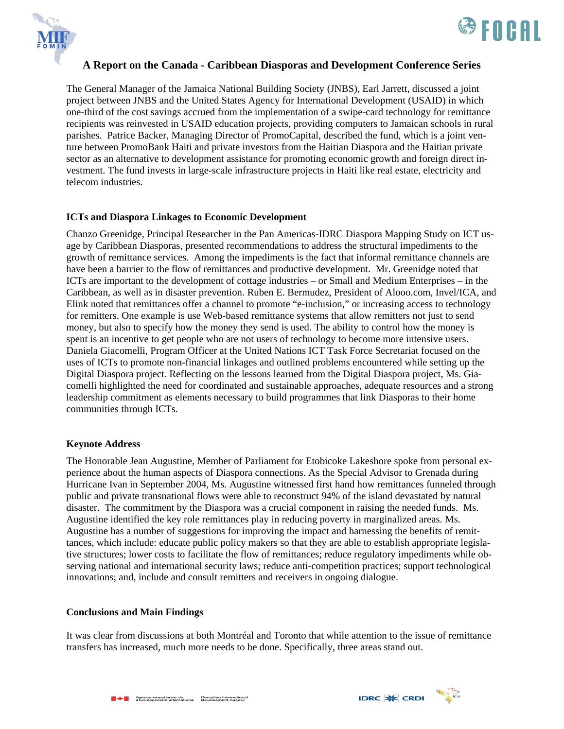## A Report on the Canada - Caribbean Diasporas and Development Conference Series

The General Manager of the Jamaica National Building Society (JNBS), Earl Jarrett, discussed a joint project between JNBS and the United States Agency for International Development (USAID) in which one-third of the cost savings accrued from the implementation of a swipe-card technology for remittance recipients was reinvested in USAID education projects, providing computers to Jamaican schools in rural parishes. Patrice Backer, Managing Director of PromoCapital, described the fund, which is a joint venture between PromoBank Haiti and private investors from the Haitian Diaspora and the Haitian private sector as an alternative to development assistance for promoting economic growth and foreign direct investment. The fund invests in large-scale infrastructure projects in Haiti like real estate, electricity and telecom industries.

### ICTs and Diaspora Linkages to Economic Development

Chanzo Greenidge, Principal Researcher in the Pan Americas-IDRC Diaspora Mapping Study on ICT usage by Caribbean Diasporas, presented recommendations to address the structural impediments to the growth of remittance services. Among the impediments is the fact that informal remittance channels are have been a barrier to the flow of remittances and productive development. Mr. Greenidge noted that ICTs are important to the development of cottage industries – or Small and Medium Enterprises – in the Caribbean, as well as in disaster prevention. Ruben E. Bermudez, President of Alooo.com, Invel/ICA, and Elink noted that remittances offer a channel to promote "e-inclusion," or increasing access to technology for remitters. One example is use Web-based remittance systems that allow remitters not just to send money, but also to specify how the money they send is used. The ability to control how the money is spent is an incentive to get people who are not users of technology to become more intensive users. Daniela Giacomelli, Program Officer at the United Nations ICT Task Force Secretariat focused on the uses of ICTs to promote non-financial linkages and outlined problems encountered while setting up the Digital Diaspora project. Reflecting on the lessons learned from the Digital Diaspora project, Ms. Giacomelli highlighted the need for coordinated and sustainable approaches, adequate resources and a strong leadership commitment as elements necessary to build programmes that link Diasporas to their home communities through ICTs.

### Keynote Address

The Honorable Jean Augustine, Member of Parliament for Etobicoke Lakeshore spoke from personal experience about the human aspects of Diaspora connections. As the Special Advisor to Grenada during Hurricane Ivan in September 2004, Ms. Augustine witnessed first hand how remittances funneled through public and private transnational flows were able to reconstruct 94% of the island devastated by natural disaster. The commitment by the Diaspora was a crucial component in raising the needed funds. Ms. Augustine identified the key role remittances play in reducing poverty in marginalized areas. Ms. Augustine has a number of suggestions for improving the impact and harnessing the benefits of remittances, which include: educate public policy makers so that they are able to establish appropriate legislative structures; lower costs to facilitate the flow of remittances; reduce regulatory impediments while observing national and international security laws; reduce anti-competition practices; support technological innovations; and, include and consult remitters and receivers in ongoing dialogue.

### Conclusions and Main Findings

It was clear from discussions at both Montréal and Toronto that while attention to the issue of remittance transfers has increased, much more needs to be done. Specifically, three areas stand out.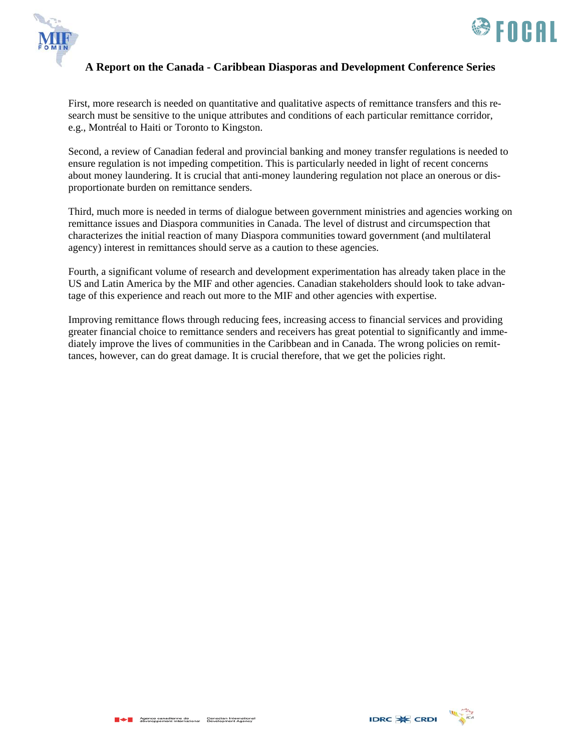First, more research is needed on quantitative and qualitative aspects of remittance transfers and this research must be sensitive to the unique attributes and conditions of each particular remittance corridor, e.g., Montréal to Haiti or Toronto to Kingston.

Second, a review of Canadian federal and provincial banking and money transfer regulations is needed to ensure regulation is not impeding competition. This is particularly needed in light of recent concerns about money laundering. It is crucial that anti-money laundering regulation not place an onerous or disproportionate burden on remittance senders.

Third, much more is needed in terms of dialogue between government ministries and agencies working on remittance issues and Diaspora communities in Canada. The level of distrust and circumspection that characterizes the initial reaction of many Diaspora communities toward government (and multilateral agency) interest in remittances should serve as a caution to these agencies.

Fourth, a significant volume of research and development experimentation has already taken place in the US and Latin America by the MIF and other agencies. Canadian stakeholders should look to take advantage of this experience and reach out more to the MIF and other agencies with expertise.

Improving remittance flows through reducing fees, increasing access to financial services and providing greater financial choice to remittance senders and receivers has great potential to significantly and immediately improve the lives of communities in the Caribbean and in Canada. The wrong policies on remittances, however, can do great damage. It is crucial therefore, that we get the policies right.